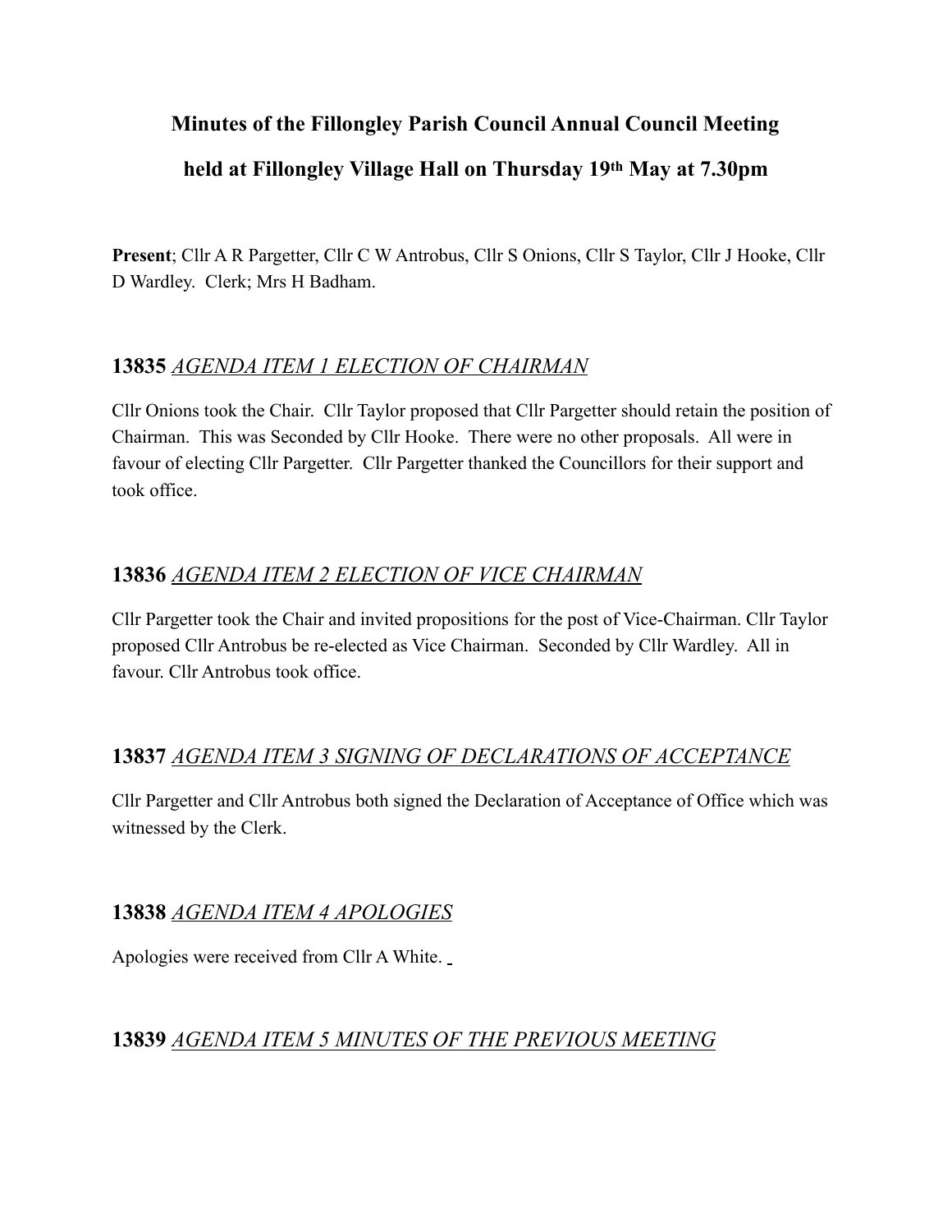# Minutes of the Fillongley Parish Council Annual Council Meeting

# held at Fillongley Village Hall on Thursday 19th May at 7.30pm

**Present**; Cllr A R Pargetter, Cllr C W Antrobus, Cllr S Onions, Cllr S Taylor, Cllr J Hooke, Cllr D Wardley. Clerk; Mrs H Badham.

## 13835 *AGENDA ITEM 1 ELECTION OF CHAIRMAN*

Cllr Onions took the Chair. Cllr Taylor proposed that Cllr Pargetter should retain the position of Chairman. This was Seconded by Cllr Hooke. There were no other proposals. All were in favour of electing Cllr Pargetter. Cllr Pargetter thanked the Councillors for their support and took office.

## 13836 *AGENDA ITEM 2 ELECTION OF VICE CHAIRMAN*

Cllr Pargetter took the Chair and invited propositions for the post of Vice-Chairman. Cllr Taylor proposed Cllr Antrobus be re-elected as Vice Chairman. Seconded by Cllr Wardley. All in favour. Cllr Antrobus took office.

## 13837 *AGENDA ITEM 3 SIGNING OF DECLARATIONS OF ACCEPTANCE*

Cllr Pargetter and Cllr Antrobus both signed the Declaration of Acceptance of Office which was witnessed by the Clerk.

## 13838 *AGENDA ITEM 4 APOLOGIES*

Apologies were received from Cllr A White.

## 13839 *AGENDA ITEM 5 MINUTES OF THE PREVIOUS MEETING*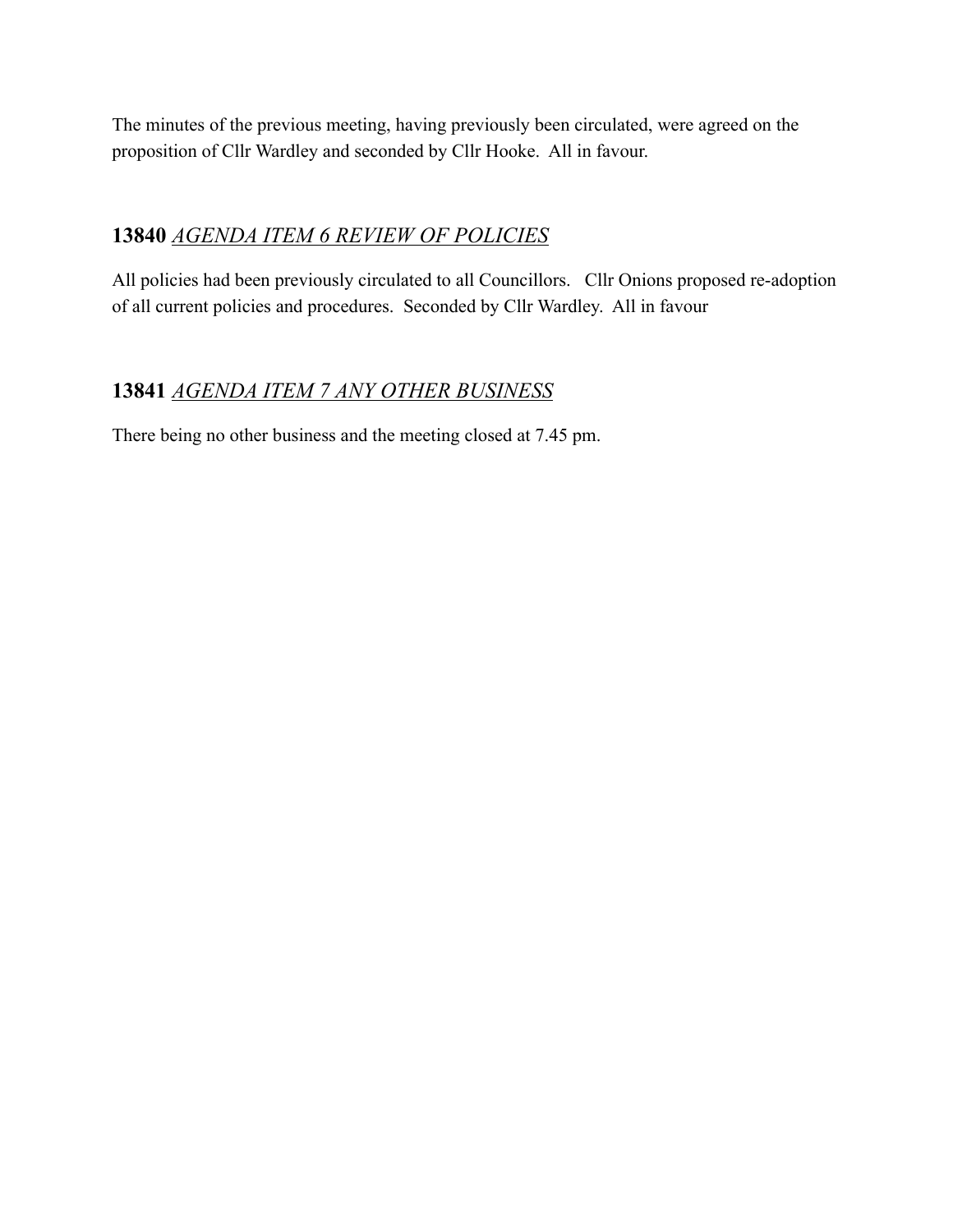The minutes of the previous meeting, having previously been circulated, were agreed on the proposition of Cllr Wardley and seconded by Cllr Hooke.  All in favour.

### **13840** *AGENDA ITEM 6 REVIEW OF POLICIES*

All policies had been previously circulated to all Councillors.   Cllr Onions proposed re-adoption of all current policies and procedures.  Seconded by Cllr Wardley.  All in favour

### **13841** *AGENDA ITEM 7 ANY OTHER BUSINESS*

There being no other business and the meeting closed at 7.45 pm.